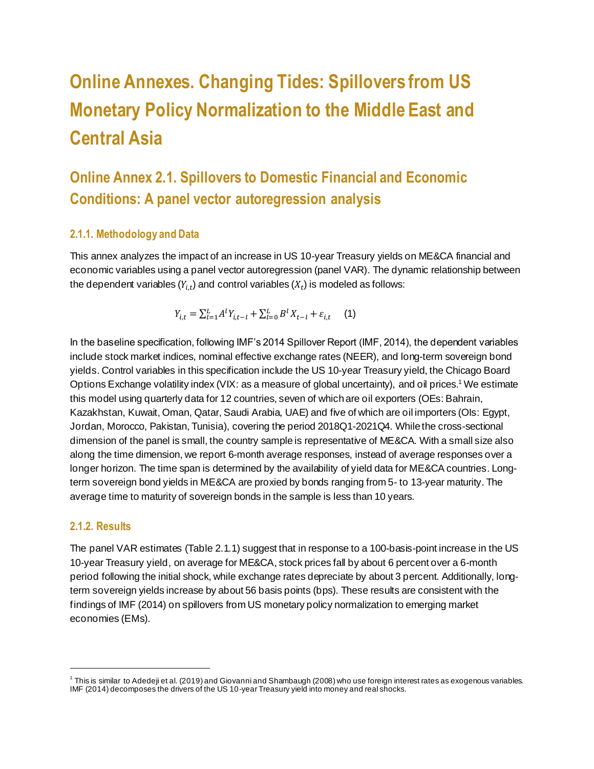# Online Annexes. Changing Tides: Spillovers from US Monetary Policy Normalization to the Middle East and Central Asia

## Online Annex 2.1. Spillovers to Domestic Financial and Economic Conditions: A panel vector autoregression analysis

### 2.1.1. Methodology and Data

This annex analyzes the impact of an increase in US 10-year Treasury yields on ME&CA financial and economic variables using a panel vector autoregression (panel VAR). The dynamic relationship between the dependent variables ($Y_{i,t}$) and control variables ($X_t$) is modeled as follows:

$$Y_{i,t} = \sum_{l=1}^{L} A^l Y_{i,t-l} + \sum_{l=0}^{L} B^l X_{t-l} + \varepsilon_{i,t} \quad (1)$$

In the baseline specification, following IMF's 2014 Spillover Report (IMF, 2014), the dependent variables include stock market indices, nominal effective exchange rates (NEER), and long-term sovereign bond yields. Control variables in this specification include the US 10-year Treasury yield, the Chicago Board Options Exchange volatility index (VIX: as a measure of global uncertainty), and oil prices.[1] We estimate this model using quarterly data for 12 countries, seven of which are oil exporters (OEs: Bahrain, Kazakhstan, Kuwait, Oman, Qatar, Saudi Arabia, UAE) and five of which are oil importers (OIs: Egypt, Jordan, Morocco, Pakistan, Tunisia), covering the period 2018Q1-2021Q4. While the cross-sectional dimension of the panel is small, the country sample is representative of ME&CA. With a small size also along the time dimension, we report 6-month average responses, instead of average responses over a longer horizon. The time span is determined by the availability of yield data for ME&CA countries. Long-term sovereign bond yields in ME&CA are proxied by bonds ranging from 5- to 13-year maturity. The average time to maturity of sovereign bonds in the sample is less than 10 years.

### 2.1.2. Results

The panel VAR estimates (Table 2.1.1) suggest that in response to a 100-basis-point increase in the US 10-year Treasury yield, on average for ME&CA, stock prices fall by about 6 percent over a 6-month period following the initial shock, while exchange rates depreciate by about 3 percent. Additionally, long-term sovereign yields increase by about 56 basis points (bps). These results are consistent with the findings of IMF (2014) on spillovers from US monetary policy normalization to emerging market economies (EMs).

---

[1] This is similar to Adedeji et al. (2019) and Giovanni and Shambaugh (2008) who use foreign interest rates as exogenous variables. IMF (2014) decomposes the drivers of the US 10-year Treasury yield into money and real shocks.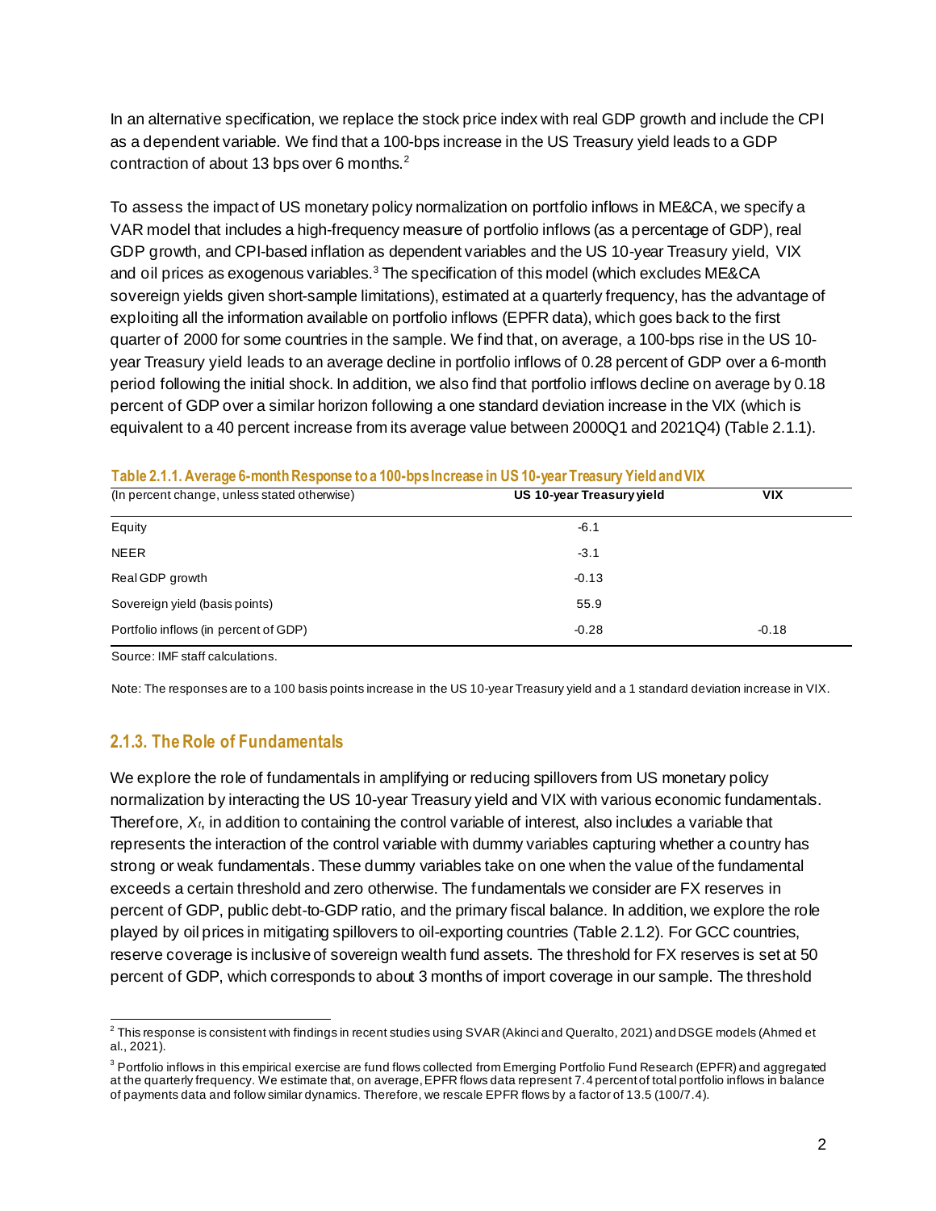In an alternative specification, we replace the stock price index with real GDP growth and include the CPI as a dependent variable. We find that a 100-bps increase in the US Treasury yield leads to a GDP contraction of about 13 bps over 6 months.[2]

To assess the impact of US monetary policy normalization on portfolio inflows in ME&CA, we specify a VAR model that includes a high-frequency measure of portfolio inflows (as a percentage of GDP), real GDP growth, and CPI-based inflation as dependent variables and the US 10-year Treasury yield, VIX and oil prices as exogenous variables.[3] The specification of this model (which excludes ME&CA sovereign yields given short-sample limitations), estimated at a quarterly frequency, has the advantage of exploiting all the information available on portfolio inflows (EPFR data), which goes back to the first quarter of 2000 for some countries in the sample. We find that, on average, a 100-bps rise in the US 10-year Treasury yield leads to an average decline in portfolio inflows of 0.28 percent of GDP over a 6-month period following the initial shock. In addition, we also find that portfolio inflows decline on average by 0.18 percent of GDP over a similar horizon following a one standard deviation increase in the VIX (which is equivalent to a 40 percent increase from its average value between 2000Q1 and 2021Q4) (Table 2.1.1).

**Table 2.1.1. Average 6-month Response to a 100-bps Increase in US 10-year Treasury Yield and VIX**

| (In percent change, unless stated otherwise) | US 10-year Treasury yield | VIX |
|---|---|---|
| Equity | -6.1 | |
| NEER | -3.1 | |
| Real GDP growth | -0.13 | |
| Sovereign yield (basis points) | 55.9 | |
| Portfolio inflows (in percent of GDP) | -0.28 | -0.18 |

Source: IMF staff calculations.

Note: The responses are to a 100 basis points increase in the US 10-year Treasury yield and a 1 standard deviation increase in VIX.

### 2.1.3. The Role of Fundamentals

We explore the role of fundamentals in amplifying or reducing spillovers from US monetary policy normalization by interacting the US 10-year Treasury yield and VIX with various economic fundamentals. Therefore, $X_t$, in addition to containing the control variable of interest, also includes a variable that represents the interaction of the control variable with dummy variables capturing whether a country has strong or weak fundamentals. These dummy variables take on one when the value of the fundamental exceeds a certain threshold and zero otherwise. The fundamentals we consider are FX reserves in percent of GDP, public debt-to-GDP ratio, and the primary fiscal balance. In addition, we explore the role played by oil prices in mitigating spillovers to oil-exporting countries (Table 2.1.2). For GCC countries, reserve coverage is inclusive of sovereign wealth fund assets. The threshold for FX reserves is set at 50 percent of GDP, which corresponds to about 3 months of import coverage in our sample. The threshold

[2] This response is consistent with findings in recent studies using SVAR (Akinci and Queralto, 2021) and DSGE models (Ahmed et al., 2021).

[3] Portfolio inflows in this empirical exercise are fund flows collected from Emerging Portfolio Fund Research (EPFR) and aggregated at the quarterly frequency. We estimate that, on average, EPFR flows data represent 7.4 percent of total portfolio inflows in balance of payments data and follow similar dynamics. Therefore, we rescale EPFR flows by a factor of 13.5 (100/7.4).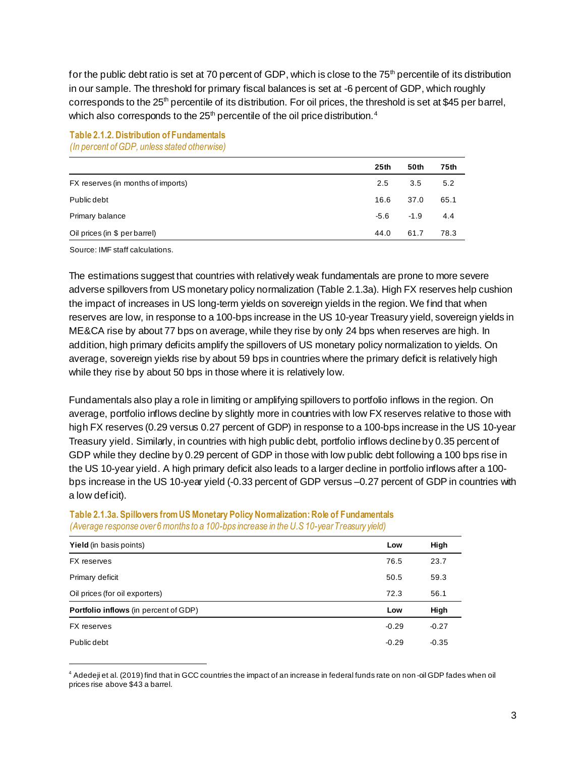for the public debt ratio is set at 70 percent of GDP, which is close to the 75th percentile of its distribution in our sample. The threshold for primary fiscal balances is set at -6 percent of GDP, which roughly corresponds to the 25th percentile of its distribution. For oil prices, the threshold is set at $45 per barrel, which also corresponds to the 25th percentile of the oil price distribution.[4]

**Table 2.1.2. Distribution of Fundamentals**
*(In percent of GDP, unless stated otherwise)*

| | 25th | 50th | 75th |
|---|---|---|---|
| FX reserves (in months of imports) | 2.5 | 3.5 | 5.2 |
| Public debt | 16.6 | 37.0 | 65.1 |
| Primary balance | -5.6 | -1.9 | 4.4 |
| Oil prices (in $ per barrel) | 44.0 | 61.7 | 78.3 |

Source: IMF staff calculations.

The estimations suggest that countries with relatively weak fundamentals are prone to more severe adverse spillovers from US monetary policy normalization (Table 2.1.3a). High FX reserves help cushion the impact of increases in US long-term yields on sovereign yields in the region. We find that when reserves are low, in response to a 100-bps increase in the US 10-year Treasury yield, sovereign yields in ME&CA rise by about 77 bps on average, while they rise by only 24 bps when reserves are high. In addition, high primary deficits amplify the spillovers of US monetary policy normalization to yields. On average, sovereign yields rise by about 59 bps in countries where the primary deficit is relatively high while they rise by about 50 bps in those where it is relatively low.

Fundamentals also play a role in limiting or amplifying spillovers to portfolio inflows in the region. On average, portfolio inflows decline by slightly more in countries with low FX reserves relative to those with high FX reserves (0.29 versus 0.27 percent of GDP) in response to a 100-bps increase in the US 10-year Treasury yield. Similarly, in countries with high public debt, portfolio inflows decline by 0.35 percent of GDP while they decline by 0.29 percent of GDP in those with low public debt following a 100 bps rise in the US 10-year yield. A high primary deficit also leads to a larger decline in portfolio inflows after a 100-bps increase in the US 10-year yield (-0.33 percent of GDP versus –0.27 percent of GDP in countries with a low deficit).

**Table 2.1.3a. Spillovers from US Monetary Policy Normalization: Role of Fundamentals**
*(Average response over 6 months to a 100-bps increase in the U.S 10-year Treasury yield)*

| **Yield** (in basis points) | Low | High |
|---|---|---|
| FX reserves | 76.5 | 23.7 |
| Primary deficit | 50.5 | 59.3 |
| Oil prices (for oil exporters) | 72.3 | 56.1 |
| **Portfolio inflows** (in percent of GDP) | **Low** | **High** |
| FX reserves | -0.29 | -0.27 |
| Public debt | -0.29 | -0.35 |

[4] Adedeji et al. (2019) find that in GCC countries the impact of an increase in federal funds rate on non-oil GDP fades when oil prices rise above $43 a barrel.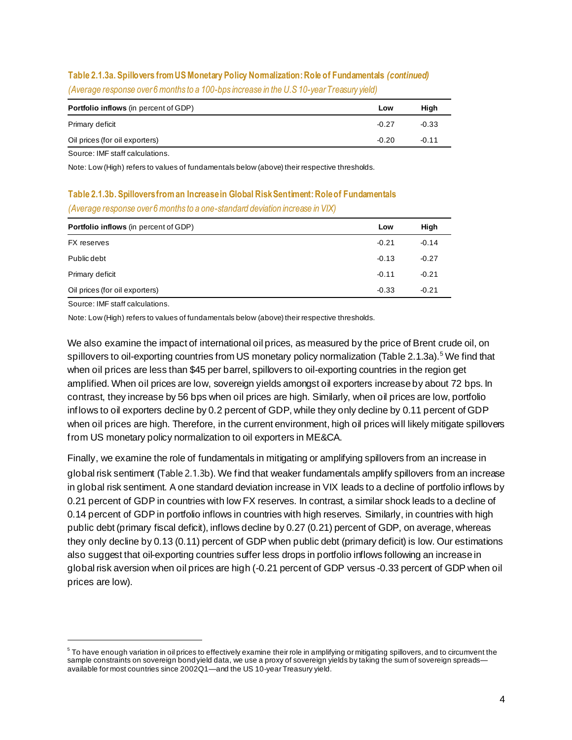**Table 2.1.3a. Spillovers from US Monetary Policy Normalization: Role of Fundamentals *(continued)***

*(Average response over 6 months to a 100-bps increase in the U.S 10-year Treasury yield)*

| **Portfolio inflows** (in percent of GDP) | Low | High |
|---|---|---|
| Primary deficit | -0.27 | -0.33 |
| Oil prices (for oil exporters) | -0.20 | -0.11 |

Source: IMF staff calculations.

Note: Low (High) refers to values of fundamentals below (above) their respective thresholds.

**Table 2.1.3b. Spillovers from an Increase in Global Risk Sentiment: Role of Fundamentals**

*(Average response over 6 months to a one-standard deviation increase in VIX)*

| **Portfolio inflows** (in percent of GDP) | Low | High |
|---|---|---|
| FX reserves | -0.21 | -0.14 |
| Public debt | -0.13 | -0.27 |
| Primary deficit | -0.11 | -0.21 |
| Oil prices (for oil exporters) | -0.33 | -0.21 |

Source: IMF staff calculations.

Note: Low (High) refers to values of fundamentals below (above) their respective thresholds.

We also examine the impact of international oil prices, as measured by the price of Brent crude oil, on spillovers to oil-exporting countries from US monetary policy normalization (Table 2.1.3a).[5] We find that when oil prices are less than $45 per barrel, spillovers to oil-exporting countries in the region get amplified. When oil prices are low, sovereign yields amongst oil exporters increase by about 72 bps. In contrast, they increase by 56 bps when oil prices are high. Similarly, when oil prices are low, portfolio inflows to oil exporters decline by 0.2 percent of GDP, while they only decline by 0.11 percent of GDP when oil prices are high. Therefore, in the current environment, high oil prices will likely mitigate spillovers from US monetary policy normalization to oil exporters in ME&CA.

Finally, we examine the role of fundamentals in mitigating or amplifying spillovers from an increase in global risk sentiment (Table 2.1.3b). We find that weaker fundamentals amplify spillovers from an increase in global risk sentiment. A one standard deviation increase in VIX leads to a decline of portfolio inflows by 0.21 percent of GDP in countries with low FX reserves. In contrast, a similar shock leads to a decline of 0.14 percent of GDP in portfolio inflows in countries with high reserves. Similarly, in countries with high public debt (primary fiscal deficit), inflows decline by 0.27 (0.21) percent of GDP, on average, whereas they only decline by 0.13 (0.11) percent of GDP when public debt (primary deficit) is low. Our estimations also suggest that oil-exporting countries suffer less drops in portfolio inflows following an increase in global risk aversion when oil prices are high (-0.21 percent of GDP versus -0.33 percent of GDP when oil prices are low).

---

[5] To have enough variation in oil prices to effectively examine their role in amplifying or mitigating spillovers, and to circumvent the sample constraints on sovereign bond yield data, we use a proxy of sovereign yields by taking the sum of sovereign spreads—available for most countries since 2002Q1—and the US 10-year Treasury yield.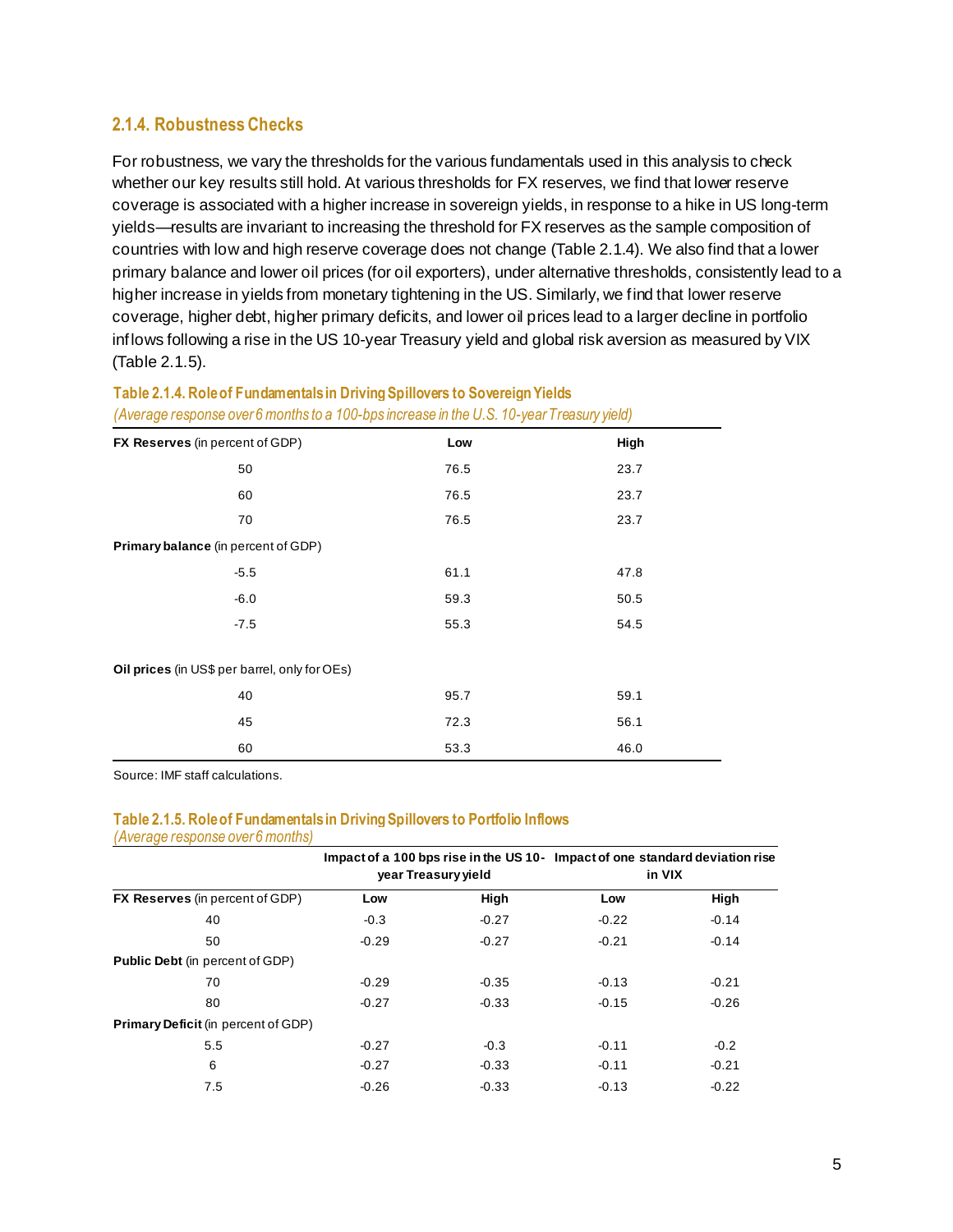### 2.1.4. Robustness Checks

For robustness, we vary the thresholds for the various fundamentals used in this analysis to check whether our key results still hold. At various thresholds for FX reserves, we find that lower reserve coverage is associated with a higher increase in sovereign yields, in response to a hike in US long-term yields—results are invariant to increasing the threshold for FX reserves as the sample composition of countries with low and high reserve coverage does not change (Table 2.1.4). We also find that a lower primary balance and lower oil prices (for oil exporters), under alternative thresholds, consistently lead to a higher increase in yields from monetary tightening in the US. Similarly, we find that lower reserve coverage, higher debt, higher primary deficits, and lower oil prices lead to a larger decline in portfolio inflows following a rise in the US 10-year Treasury yield and global risk aversion as measured by VIX (Table 2.1.5).

**Table 2.1.4. Role of Fundamentals in Driving Spillovers to Sovereign Yields**

*(Average response over 6 months to a 100-bps increase in the U.S. 10-year Treasury yield)*

| **FX Reserves** (in percent of GDP) | **Low** | **High** |
|---|---|---|
| 50 | 76.5 | 23.7 |
| 60 | 76.5 | 23.7 |
| 70 | 76.5 | 23.7 |
| **Primary balance** (in percent of GDP) | | |
| -5.5 | 61.1 | 47.8 |
| -6.0 | 59.3 | 50.5 |
| -7.5 | 55.3 | 54.5 |
| **Oil prices** (in US$ per barrel, only for OEs) | | |
| 40 | 95.7 | 59.1 |
| 45 | 72.3 | 56.1 |
| 60 | 53.3 | 46.0 |

Source: IMF staff calculations.

**Table 2.1.5. Role of Fundamentals in Driving Spillovers to Portfolio Inflows**

*(Average response over 6 months)*

| | **Impact of a 100 bps rise in the US 10-year Treasury yield** | | **Impact of one standard deviation rise in VIX** | |
|---|---|---|---|---|
| | **Low** | **High** | **Low** | **High** |
| **FX Reserves** (in percent of GDP) | | | | |
| 40 | -0.3 | -0.27 | -0.22 | -0.14 |
| 50 | -0.29 | -0.27 | -0.21 | -0.14 |
| **Public Debt** (in percent of GDP) | | | | |
| 70 | -0.29 | -0.35 | -0.13 | -0.21 |
| 80 | -0.27 | -0.33 | -0.15 | -0.26 |
| **Primary Deficit** (in percent of GDP) | | | | |
| 5.5 | -0.27 | -0.3 | -0.11 | -0.2 |
| 6 | -0.27 | -0.33 | -0.11 | -0.21 |
| 7.5 | -0.26 | -0.33 | -0.13 | -0.22 |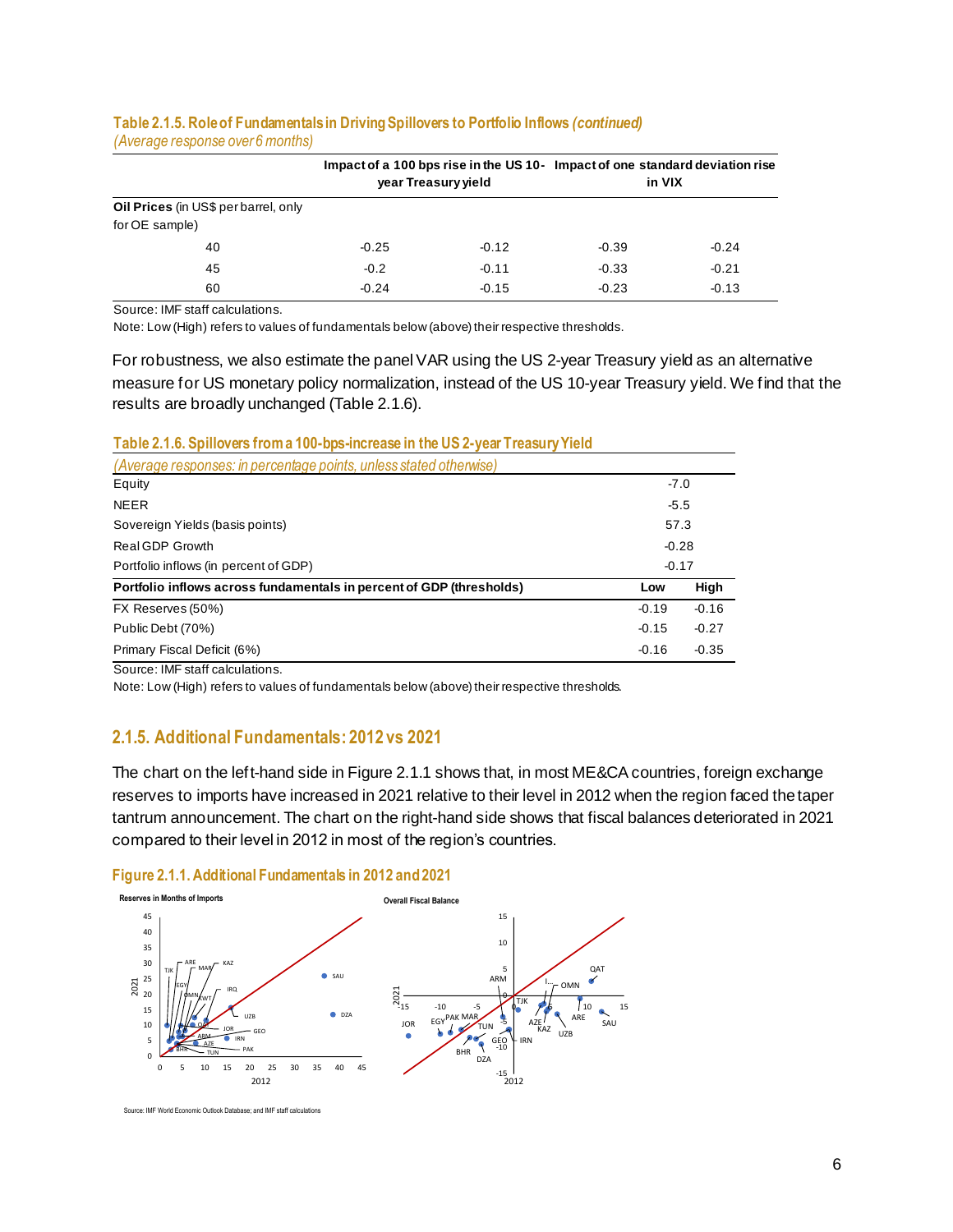**Table 2.1.5. Role of Fundamentals in Driving Spillovers to Portfolio Inflows *(continued)***

*(Average response over 6 months)*

| | Impact of a 100 bps rise in the US 10-year Treasury yield | | Impact of one standard deviation rise in VIX | |
|---|---|---|---|---|
| **Oil Prices** (in US$ per barrel, only for OE sample) | | | | |
| 40 | -0.25 | -0.12 | -0.39 | -0.24 |
| 45 | -0.2 | -0.11 | -0.33 | -0.21 |
| 60 | -0.24 | -0.15 | -0.23 | -0.13 |

Source: IMF staff calculations.

Note: Low (High) refers to values of fundamentals below (above) their respective thresholds.

For robustness, we also estimate the panel VAR using the US 2-year Treasury yield as an alternative measure for US monetary policy normalization, instead of the US 10-year Treasury yield. We find that the results are broadly unchanged (Table 2.1.6).

**Table 2.1.6. Spillovers from a 100-bps-increase in the US 2-year Treasury Yield**

| *(Average responses: in percentage points, unless stated otherwise)* | | |
|---|---|---|
| Equity | -7.0 | |
| NEER | -5.5 | |
| Sovereign Yields (basis points) | 57.3 | |
| Real GDP Growth | -0.28 | |
| Portfolio inflows (in percent of GDP) | -0.17 | |
| **Portfolio inflows across fundamentals in percent of GDP (thresholds)** | **Low** | **High** |
| FX Reserves (50%) | -0.19 | -0.16 |
| Public Debt (70%) | -0.15 | -0.27 |
| Primary Fiscal Deficit (6%) | -0.16 | -0.35 |

Source: IMF staff calculations.

Note: Low (High) refers to values of fundamentals below (above) their respective thresholds.

## 2.1.5. Additional Fundamentals: 2012 vs 2021

The chart on the left-hand side in Figure 2.1.1 shows that, in most ME&CA countries, foreign exchange reserves to imports have increased in 2021 relative to their level in 2012 when the region faced the taper tantrum announcement. The chart on the right-hand side shows that fiscal balances deteriorated in 2021 compared to their level in 2012 in most of the region's countries.

**Figure 2.1.1. Additional Fundamentals in 2012 and 2021**

Reserves in Months of Imports

2021

2012

TJK, ARE, MAR, KAZ, EGY, OMN, KWT, IRQ, SAU, UZB, DZA, QAT, JOR, GEO, ARM, IRN, AZE, BHR, TUN, PAK

Overall Fiscal Balance

2021

2012

ARM, OMN, QAT, TJK, ARE, SAU, JOR, EGY, PAK, MAR, TUN, AZE, KAZ, UZB, GEO, IRN, BHR, DZA

Source: IMF World Economic Outlook Database; and IMF staff calculations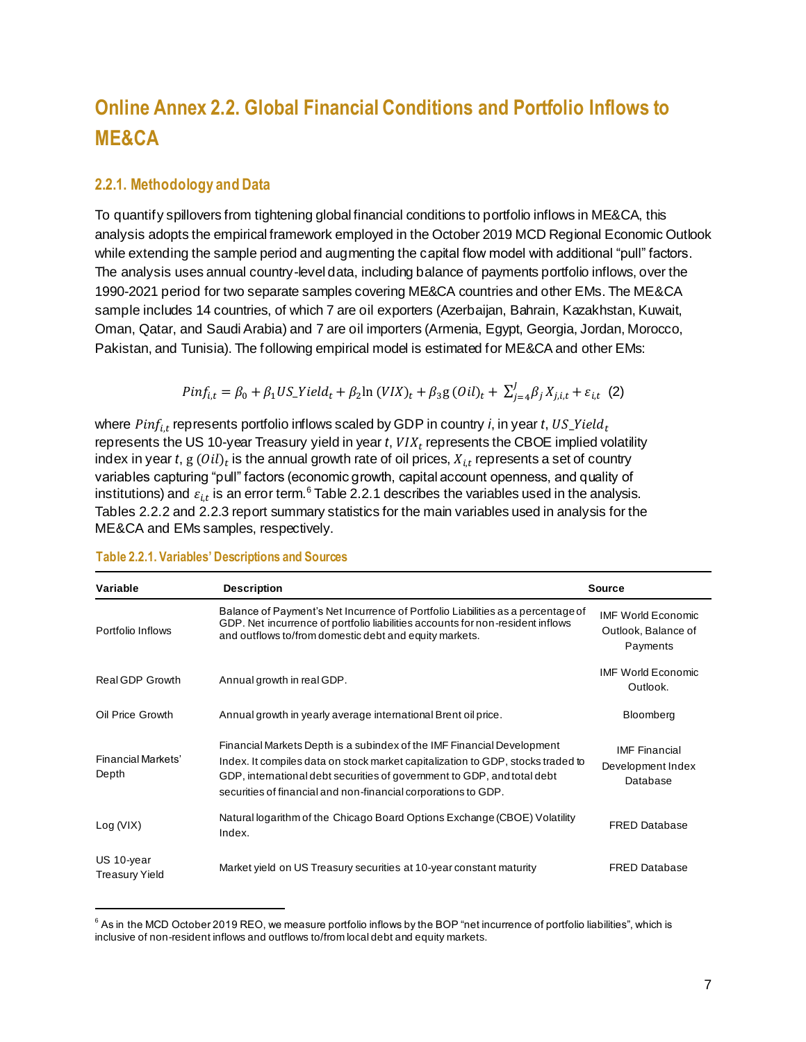# Online Annex 2.2. Global Financial Conditions and Portfolio Inflows to ME&CA

## 2.2.1. Methodology and Data

To quantify spillovers from tightening global financial conditions to portfolio inflows in ME&CA, this analysis adopts the empirical framework employed in the October 2019 MCD Regional Economic Outlook while extending the sample period and augmenting the capital flow model with additional "pull" factors. The analysis uses annual country-level data, including balance of payments portfolio inflows, over the 1990-2021 period for two separate samples covering ME&CA countries and other EMs. The ME&CA sample includes 14 countries, of which 7 are oil exporters (Azerbaijan, Bahrain, Kazakhstan, Kuwait, Oman, Qatar, and Saudi Arabia) and 7 are oil importers (Armenia, Egypt, Georgia, Jordan, Morocco, Pakistan, and Tunisia). The following empirical model is estimated for ME&CA and other EMs:

$$Pinf_{i,t} = \beta_0 + \beta_1 US\_Yield_t + \beta_2 \ln(VIX)_t + \beta_3 \mathrm{g}(Oil)_t + \sum_{j=4}^{J} \beta_j X_{j,i,t} + \varepsilon_{i,t} \quad (2)$$

where $Pinf_{i,t}$ represents portfolio inflows scaled by GDP in country $i$, in year $t$, $US\_Yield_t$ represents the US 10-year Treasury yield in year $t$, $VIX_t$ represents the CBOE implied volatility index in year $t$, $\mathrm{g}(Oil)_t$ is the annual growth rate of oil prices, $X_{i,t}$ represents a set of country variables capturing "pull" factors (economic growth, capital account openness, and quality of institutions) and $\varepsilon_{i,t}$ is an error term.[6] Table 2.2.1 describes the variables used in the analysis. Tables 2.2.2 and 2.2.3 report summary statistics for the main variables used in analysis for the ME&CA and EMs samples, respectively.

**Table 2.2.1. Variables' Descriptions and Sources**

| Variable | Description | Source |
|---|---|---|
| Portfolio Inflows | Balance of Payment's Net Incurrence of Portfolio Liabilities as a percentage of GDP. Net incurrence of portfolio liabilities accounts for non-resident inflows and outflows to/from domestic debt and equity markets. | IMF World Economic Outlook, Balance of Payments |
| Real GDP Growth | Annual growth in real GDP. | IMF World Economic Outlook. |
| Oil Price Growth | Annual growth in yearly average international Brent oil price. | Bloomberg |
| Financial Markets' Depth | Financial Markets Depth is a subindex of the IMF Financial Development Index. It compiles data on stock market capitalization to GDP, stocks traded to GDP, international debt securities of government to GDP, and total debt securities of financial and non-financial corporations to GDP. | IMF Financial Development Index Database |
| Log (VIX) | Natural logarithm of the Chicago Board Options Exchange (CBOE) Volatility Index. | FRED Database |
| US 10-year Treasury Yield | Market yield on US Treasury securities at 10-year constant maturity | FRED Database |

[6] As in the MCD October 2019 REO, we measure portfolio inflows by the BOP "net incurrence of portfolio liabilities", which is inclusive of non-resident inflows and outflows to/from local debt and equity markets.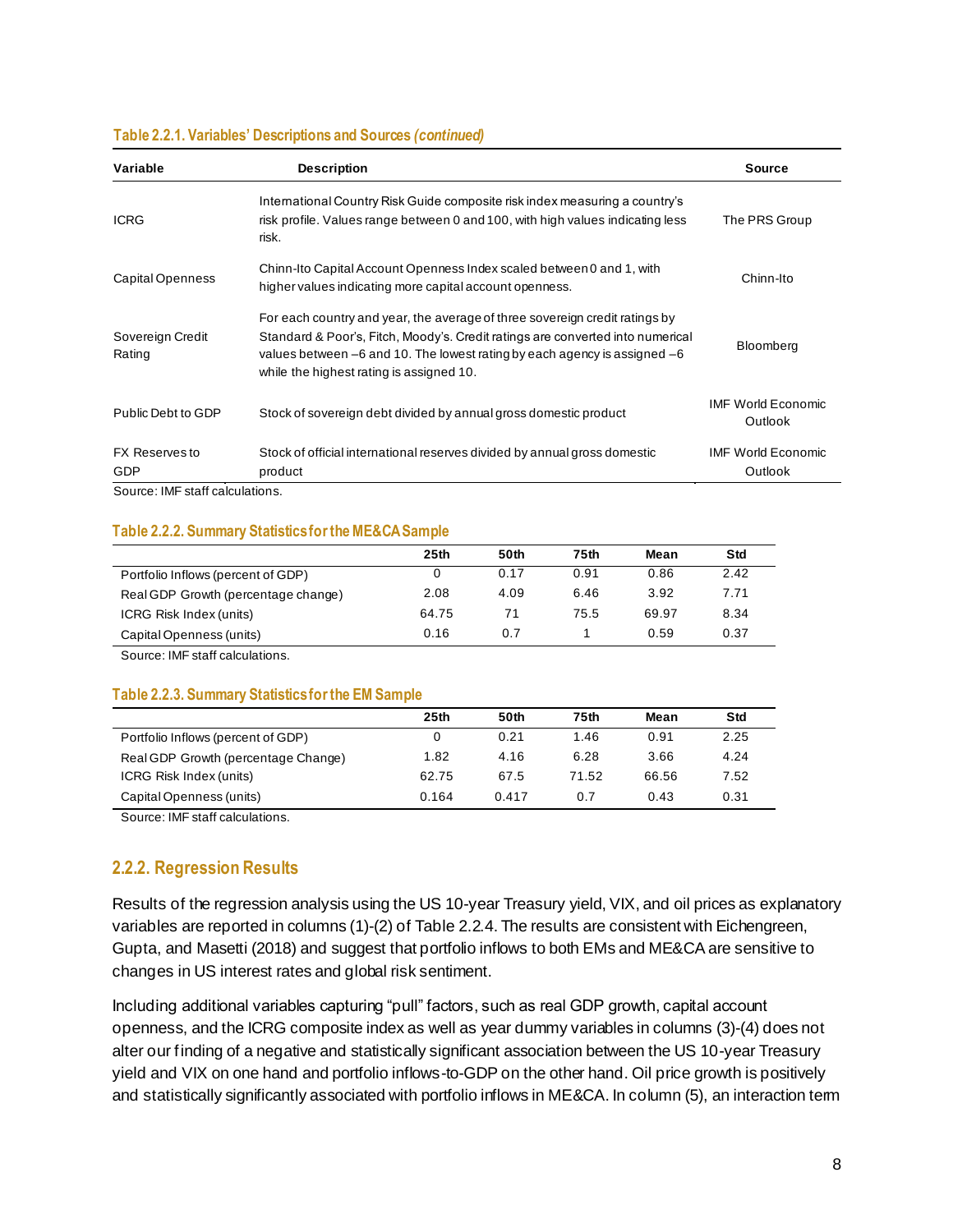**Table 2.2.1. Variables' Descriptions and Sources *(continued)***

| Variable | Description | Source |
|---|---|---|
| ICRG | International Country Risk Guide composite risk index measuring a country's risk profile. Values range between 0 and 100, with high values indicating less risk. | The PRS Group |
| Capital Openness | Chinn-Ito Capital Account Openness Index scaled between 0 and 1, with higher values indicating more capital account openness. | Chinn-Ito |
| Sovereign Credit Rating | For each country and year, the average of three sovereign credit ratings by Standard & Poor's, Fitch, Moody's. Credit ratings are converted into numerical values between –6 and 10. The lowest rating by each agency is assigned –6 while the highest rating is assigned 10. | Bloomberg |
| Public Debt to GDP | Stock of sovereign debt divided by annual gross domestic product | IMF World Economic Outlook |
| FX Reserves to GDP | Stock of official international reserves divided by annual gross domestic product | IMF World Economic Outlook |

Source: IMF staff calculations.

**Table 2.2.2. Summary Statistics for the ME&CA Sample**

| | 25th | 50th | 75th | Mean | Std |
|---|---|---|---|---|---|
| Portfolio Inflows (percent of GDP) | 0 | 0.17 | 0.91 | 0.86 | 2.42 |
| Real GDP Growth (percentage change) | 2.08 | 4.09 | 6.46 | 3.92 | 7.71 |
| ICRG Risk Index (units) | 64.75 | 71 | 75.5 | 69.97 | 8.34 |
| Capital Openness (units) | 0.16 | 0.7 | 1 | 0.59 | 0.37 |

Source: IMF staff calculations.

**Table 2.2.3. Summary Statistics for the EM Sample**

| | 25th | 50th | 75th | Mean | Std |
|---|---|---|---|---|---|
| Portfolio Inflows (percent of GDP) | 0 | 0.21 | 1.46 | 0.91 | 2.25 |
| Real GDP Growth (percentage Change) | 1.82 | 4.16 | 6.28 | 3.66 | 4.24 |
| ICRG Risk Index (units) | 62.75 | 67.5 | 71.52 | 66.56 | 7.52 |
| Capital Openness (units) | 0.164 | 0.417 | 0.7 | 0.43 | 0.31 |

Source: IMF staff calculations.

### 2.2.2. Regression Results

Results of the regression analysis using the US 10-year Treasury yield, VIX, and oil prices as explanatory variables are reported in columns (1)-(2) of Table 2.2.4. The results are consistent with Eichengreen, Gupta, and Masetti (2018) and suggest that portfolio inflows to both EMs and ME&CA are sensitive to changes in US interest rates and global risk sentiment.

Including additional variables capturing "pull" factors, such as real GDP growth, capital account openness, and the ICRG composite index as well as year dummy variables in columns (3)-(4) does not alter our finding of a negative and statistically significant association between the US 10-year Treasury yield and VIX on one hand and portfolio inflows-to-GDP on the other hand. Oil price growth is positively and statistically significantly associated with portfolio inflows in ME&CA. In column (5), an interaction term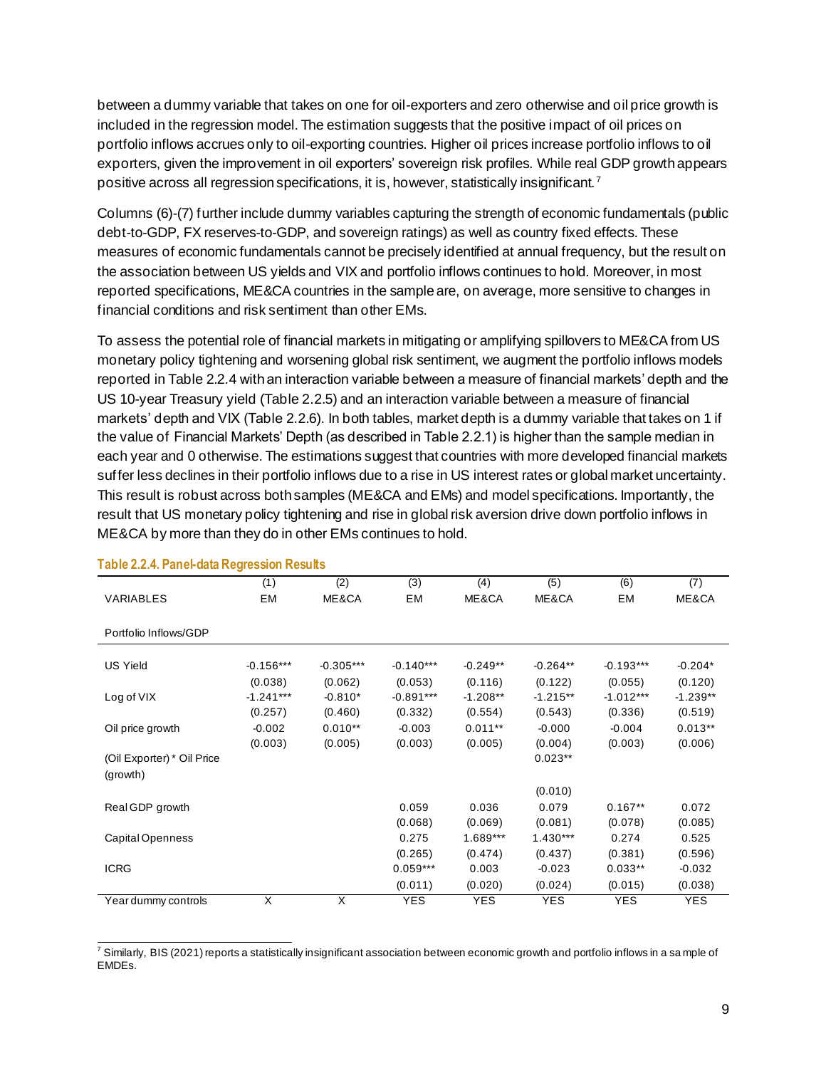between a dummy variable that takes on one for oil-exporters and zero otherwise and oil price growth is included in the regression model. The estimation suggests that the positive impact of oil prices on portfolio inflows accrues only to oil-exporting countries. Higher oil prices increase portfolio inflows to oil exporters, given the improvement in oil exporters' sovereign risk profiles. While real GDP growth appears positive across all regression specifications, it is, however, statistically insignificant.[7]

Columns (6)-(7) further include dummy variables capturing the strength of economic fundamentals (public debt-to-GDP, FX reserves-to-GDP, and sovereign ratings) as well as country fixed effects. These measures of economic fundamentals cannot be precisely identified at annual frequency, but the result on the association between US yields and VIX and portfolio inflows continues to hold. Moreover, in most reported specifications, ME&CA countries in the sample are, on average, more sensitive to changes in financial conditions and risk sentiment than other EMs.

To assess the potential role of financial markets in mitigating or amplifying spillovers to ME&CA from US monetary policy tightening and worsening global risk sentiment, we augment the portfolio inflows models reported in Table 2.2.4 with an interaction variable between a measure of financial markets' depth and the US 10-year Treasury yield (Table 2.2.5) and an interaction variable between a measure of financial markets' depth and VIX (Table 2.2.6). In both tables, market depth is a dummy variable that takes on 1 if the value of Financial Markets' Depth (as described in Table 2.2.1) is higher than the sample median in each year and 0 otherwise. The estimations suggest that countries with more developed financial markets suffer less declines in their portfolio inflows due to a rise in US interest rates or global market uncertainty. This result is robust across both samples (ME&CA and EMs) and model specifications. Importantly, the result that US monetary policy tightening and rise in global risk aversion drive down portfolio inflows in ME&CA by more than they do in other EMs continues to hold.

**Table 2.2.4. Panel-data Regression Results**

| | (1) | (2) | (3) | (4) | (5) | (6) | (7) |
|---|---|---|---|---|---|---|---|
| VARIABLES | EM | ME&CA | EM | ME&CA | ME&CA | EM | ME&CA |
| Portfolio Inflows/GDP | | | | | | | |
| US Yield | -0.156*** | -0.305*** | -0.140*** | -0.249** | -0.264** | -0.193*** | -0.204* |
| | (0.038) | (0.062) | (0.053) | (0.116) | (0.122) | (0.055) | (0.120) |
| Log of VIX | -1.241*** | -0.810* | -0.891*** | -1.208** | -1.215** | -1.012*** | -1.239** |
| | (0.257) | (0.460) | (0.332) | (0.554) | (0.543) | (0.336) | (0.519) |
| Oil price growth | -0.002 | 0.010** | -0.003 | 0.011** | -0.000 | -0.004 | 0.013** |
| | (0.003) | (0.005) | (0.003) | (0.005) | (0.004) | (0.003) | (0.006) |
| (Oil Exporter) * Oil Price (growth) | | | | | 0.023** | | |
| | | | | | (0.010) | | |
| Real GDP growth | | | 0.059 | 0.036 | 0.079 | 0.167** | 0.072 |
| | | | (0.068) | (0.069) | (0.081) | (0.078) | (0.085) |
| Capital Openness | | | 0.275 | 1.689*** | 1.430*** | 0.274 | 0.525 |
| | | | (0.265) | (0.474) | (0.437) | (0.381) | (0.596) |
| ICRG | | | 0.059*** | 0.003 | -0.023 | 0.033** | -0.032 |
| | | | (0.011) | (0.020) | (0.024) | (0.015) | (0.038) |
| Year dummy controls | X | X | YES | YES | YES | YES | YES |

[7] Similarly, BIS (2021) reports a statistically insignificant association between economic growth and portfolio inflows in a sample of EMDEs.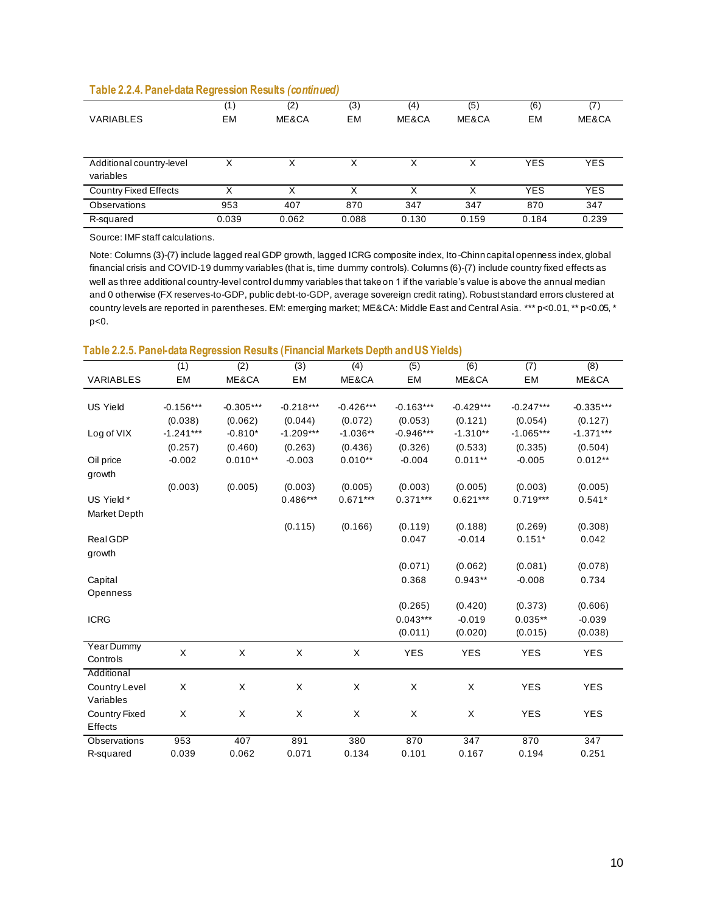**Table 2.2.4. Panel-data Regression Results *(continued)***

| VARIABLES | (1) EM | (2) ME&CA | (3) EM | (4) ME&CA | (5) ME&CA | (6) EM | (7) ME&CA |
|---|---|---|---|---|---|---|---|
| Additional country-level variables | X | X | X | X | X | YES | YES |
| Country Fixed Effects | X | X | X | X | X | YES | YES |
| Observations | 953 | 407 | 870 | 347 | 347 | 870 | 347 |
| R-squared | 0.039 | 0.062 | 0.088 | 0.130 | 0.159 | 0.184 | 0.239 |

Source: IMF staff calculations.

Note: Columns (3)-(7) include lagged real GDP growth, lagged ICRG composite index, Ito-Chinn capital openness index, global financial crisis and COVID-19 dummy variables (that is, time dummy controls). Columns (6)-(7) include country fixed effects as well as three additional country-level control dummy variables that take on 1 if the variable's value is above the annual median and 0 otherwise (FX reserves-to-GDP, public debt-to-GDP, average sovereign credit rating). Robust standard errors clustered at country levels are reported in parentheses. EM: emerging market; ME&CA: Middle East and Central Asia. *** p<0.01, ** p<0.05, * p<0.

**Table 2.2.5. Panel-data Regression Results (Financial Markets Depth and US Yields)**

| VARIABLES | (1) EM | (2) ME&CA | (3) EM | (4) ME&CA | (5) EM | (6) ME&CA | (7) EM | (8) ME&CA |
|---|---|---|---|---|---|---|---|---|
| US Yield | -0.156*** | -0.305*** | -0.218*** | -0.426*** | -0.163*** | -0.429*** | -0.247*** | -0.335*** |
| | (0.038) | (0.062) | (0.044) | (0.072) | (0.053) | (0.121) | (0.054) | (0.127) |
| Log of VIX | -1.241*** | -0.810* | -1.209*** | -1.036** | -0.946*** | -1.310** | -1.065*** | -1.371*** |
| | (0.257) | (0.460) | (0.263) | (0.436) | (0.326) | (0.533) | (0.335) | (0.504) |
| Oil price growth | -0.002 | 0.010** | -0.003 | 0.010** | -0.004 | 0.011** | -0.005 | 0.012** |
| | (0.003) | (0.005) | (0.003) | (0.005) | (0.003) | (0.005) | (0.003) | (0.005) |
| US Yield * Market Depth | | | 0.486*** | 0.671*** | 0.371*** | 0.621*** | 0.719*** | 0.541* |
| | | | (0.115) | (0.166) | (0.119) | (0.188) | (0.269) | (0.308) |
| Real GDP growth | | | | | 0.047 | -0.014 | 0.151* | 0.042 |
| | | | | | (0.071) | (0.062) | (0.081) | (0.078) |
| Capital Openness | | | | | 0.368 | 0.943** | -0.008 | 0.734 |
| | | | | | (0.265) | (0.420) | (0.373) | (0.606) |
| ICRG | | | | | 0.043*** | -0.019 | 0.035** | -0.039 |
| | | | | | (0.011) | (0.020) | (0.015) | (0.038) |
| Year Dummy Controls | X | X | X | X | YES | YES | YES | YES |
| Additional Country Level Variables | X | X | X | X | X | X | YES | YES |
| Country Fixed Effects | X | X | X | X | X | X | YES | YES |
| Observations | 953 | 407 | 891 | 380 | 870 | 347 | 870 | 347 |
| R-squared | 0.039 | 0.062 | 0.071 | 0.134 | 0.101 | 0.167 | 0.194 | 0.251 |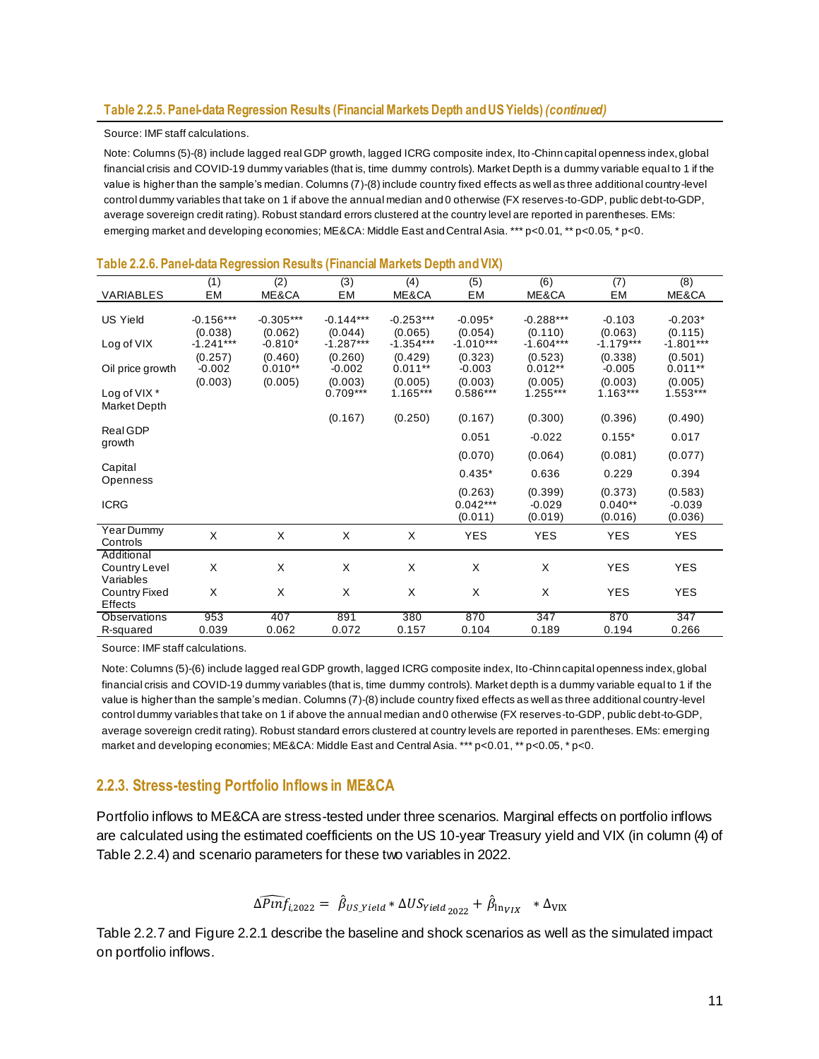**Table 2.2.5. Panel-data Regression Results (Financial Markets Depth and US Yields) *(continued)***

Source: IMF staff calculations.

Note: Columns (5)-(8) include lagged real GDP growth, lagged ICRG composite index, Ito-Chinn capital openness index, global financial crisis and COVID-19 dummy variables (that is, time dummy controls). Market Depth is a dummy variable equal to 1 if the value is higher than the sample's median. Columns (7)-(8) include country fixed effects as well as three additional country-level control dummy variables that take on 1 if above the annual median and 0 otherwise (FX reserves-to-GDP, public debt-to-GDP, average sovereign credit rating). Robust standard errors clustered at the country level are reported in parentheses. EMs: emerging market and developing economies; ME&CA: Middle East and Central Asia. *** p<0.01, ** p<0.05, * p<0.

**Table 2.2.6. Panel-data Regression Results (Financial Markets Depth and VIX)**

| VARIABLES | (1) EM | (2) ME&CA | (3) EM | (4) ME&CA | (5) EM | (6) ME&CA | (7) EM | (8) ME&CA |
|---|---|---|---|---|---|---|---|---|
| US Yield | -0.156*** | -0.305*** | -0.144*** | -0.253*** | -0.095* | -0.288*** | -0.103 | -0.203* |
| | (0.038) | (0.062) | (0.044) | (0.065) | (0.054) | (0.110) | (0.063) | (0.115) |
| Log of VIX | -1.241*** | -0.810* | -1.287*** | -1.354*** | -1.010*** | -1.604*** | -1.179*** | -1.801*** |
| | (0.257) | (0.460) | (0.260) | (0.429) | (0.323) | (0.523) | (0.338) | (0.501) |
| Oil price growth | -0.002 | 0.010** | -0.002 | 0.011** | -0.003 | 0.012** | -0.005 | 0.011** |
| | (0.003) | (0.005) | (0.003) | (0.005) | (0.003) | (0.005) | (0.003) | (0.005) |
| Log of VIX * Market Depth | | | 0.709*** | 1.165*** | 0.586*** | 1.255*** | 1.163*** | 1.553*** |
| | | | (0.167) | (0.250) | (0.167) | (0.300) | (0.396) | (0.490) |
| Real GDP growth | | | | | 0.051 | -0.022 | 0.155* | 0.017 |
| | | | | | (0.070) | (0.064) | (0.081) | (0.077) |
| Capital Openness | | | | | 0.435* | 0.636 | 0.229 | 0.394 |
| | | | | | (0.263) | (0.399) | (0.373) | (0.583) |
| ICRG | | | | | 0.042*** | -0.029 | 0.040** | -0.039 |
| | | | | | (0.011) | (0.019) | (0.016) | (0.036) |
| Year Dummy Controls | X | X | X | X | YES | YES | YES | YES |
| Additional Country Level Variables | X | X | X | X | X | X | YES | YES |
| Country Fixed Effects | X | X | X | X | X | X | YES | YES |
| Observations | 953 | 407 | 891 | 380 | 870 | 347 | 870 | 347 |
| R-squared | 0.039 | 0.062 | 0.072 | 0.157 | 0.104 | 0.189 | 0.194 | 0.266 |

Source: IMF staff calculations.

Note: Columns (5)-(6) include lagged real GDP growth, lagged ICRG composite index, Ito-Chinn capital openness index, global financial crisis and COVID-19 dummy variables (that is, time dummy controls). Market depth is a dummy variable equal to 1 if the value is higher than the sample's median. Columns (7)-(8) include country fixed effects as well as three additional country-level control dummy variables that take on 1 if above the annual median and 0 otherwise (FX reserves-to-GDP, public debt-to-GDP, average sovereign credit rating). Robust standard errors clustered at country levels are reported in parentheses. EMs: emerging market and developing economies; ME&CA: Middle East and Central Asia. *** p<0.01, ** p<0.05, * p<0.

### 2.2.3. Stress-testing Portfolio Inflows in ME&CA

Portfolio inflows to ME&CA are stress-tested under three scenarios. Marginal effects on portfolio inflows are calculated using the estimated coefficients on the US 10-year Treasury yield and VIX (in column (4) of Table 2.2.4) and scenario parameters for these two variables in 2022.

$$\widehat{\Delta Pinf}_{i,2022} = \hat{\beta}_{US\_Yield} * \Delta US_{Yield_{2022}} + \hat{\beta}_{\ln_{VIX}} * \Delta_{\text{VIX}}$$

Table 2.2.7 and Figure 2.2.1 describe the baseline and shock scenarios as well as the simulated impact on portfolio inflows.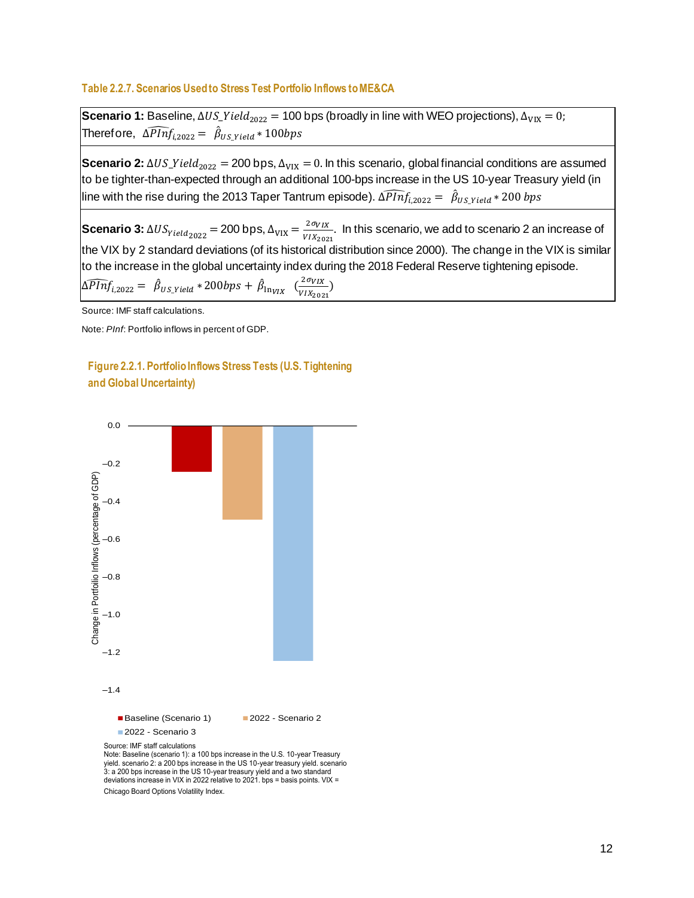**Table 2.2.7. Scenarios Used to Stress Test Portfolio Inflows to ME&CA**

| |
|---|
| **Scenario 1:** Baseline, $\Delta US\_Yield_{2022} = 100$ bps (broadly in line with WEO projections), $\Delta_{\text{VIX}} = 0$; Therefore, $\widehat{\Delta PInf}_{i,2022} = \hat{\beta}_{US\_Yield} * 100bps$ |
| **Scenario 2:** $\Delta US\_Yield_{2022} = 200$ bps, $\Delta_{\text{VIX}} = 0$. In this scenario, global financial conditions are assumed to be tighter-than-expected through an additional 100-bps increase in the US 10-year Treasury yield (in line with the rise during the 2013 Taper Tantrum episode). $\widehat{\Delta PInf}_{i,2022} = \hat{\beta}_{US\_Yield} * 200\ bps$ |
| **Scenario 3:** $\Delta US_{Yield_{2022}} = 200$ bps, $\Delta_{\text{VIX}} = \frac{2\sigma_{VIX}}{VIX_{2021}}$. In this scenario, we add to scenario 2 an increase of the VIX by 2 standard deviations (of its historical distribution since 2000). The change in the VIX is similar to the increase in the global uncertainty index during the 2018 Federal Reserve tightening episode. $\widehat{\Delta PInf}_{i,2022} = \hat{\beta}_{US\_Yield} * 200bps + \hat{\beta}_{\ln_{VIX}} \left(\frac{2\sigma_{VIX}}{VIX_{2021}}\right)$ |

Source: IMF staff calculations.

Note: *PInf*: Portfolio inflows in percent of GDP.

**Figure 2.2.1. Portfolio Inflows Stress Tests (U.S. Tightening and Global Uncertainty)**

Change in Portfolio Inflows (percentage of GDP)

0.0
–0.2
–0.4
–0.6
–0.8
–1.0
–1.2
–1.4

Baseline (Scenario 1)
2022 - Scenario 2
2022 - Scenario 3

Source: IMF staff calculations
Note: Baseline (scenario 1): a 100 bps increase in the U.S. 10-year Treasury yield. scenario 2: a 200 bps increase in the US 10-year treasury yield. scenario 3: a 200 bps increase in the US 10-year treasury yield and a two standard deviations increase in VIX in 2022 relative to 2021. bps = basis points. VIX = Chicago Board Options Volatility Index.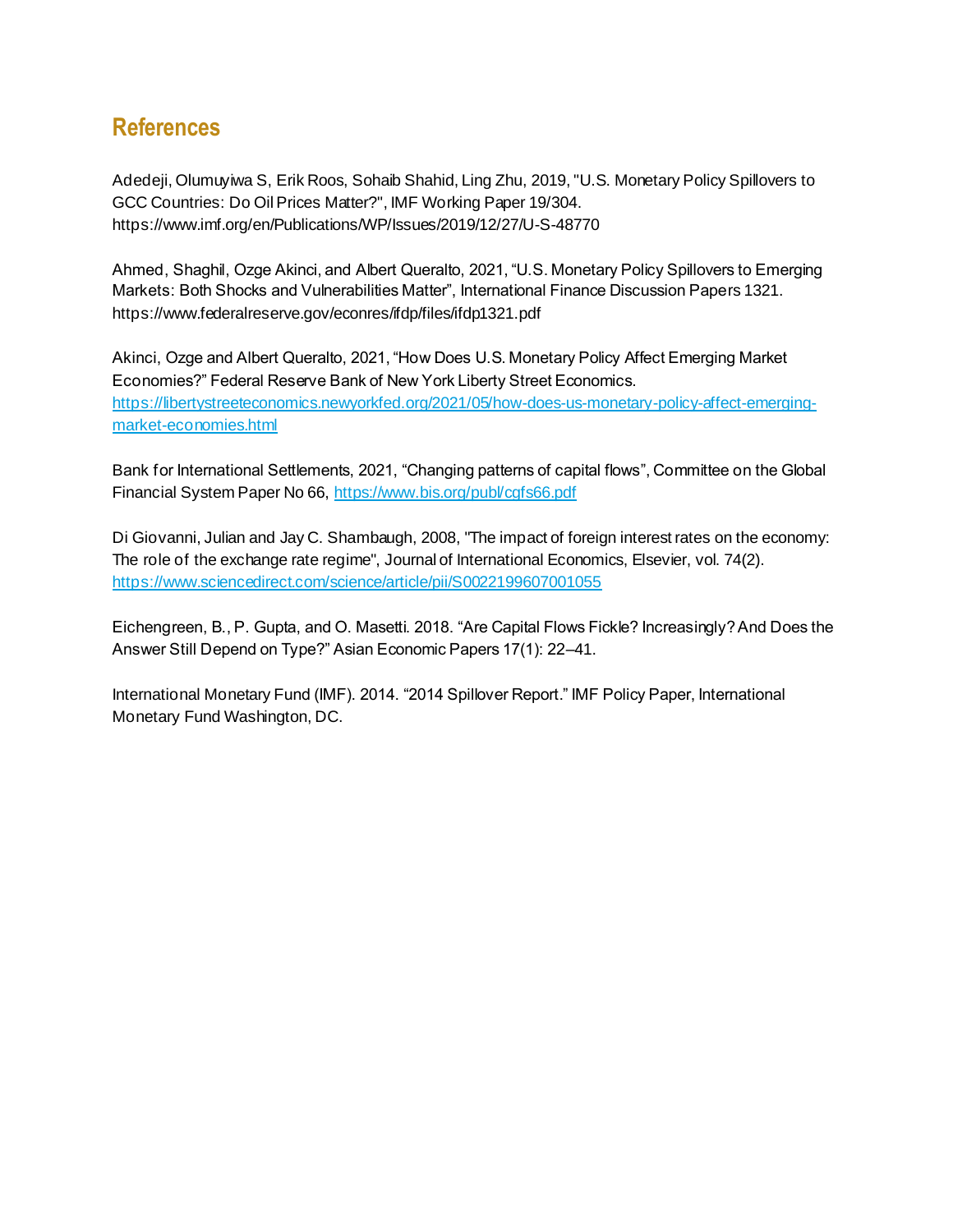## References

Adedeji, Olumuyiwa S, Erik Roos, Sohaib Shahid, Ling Zhu, 2019, "U.S. Monetary Policy Spillovers to GCC Countries: Do Oil Prices Matter?", IMF Working Paper 19/304. https://www.imf.org/en/Publications/WP/Issues/2019/12/27/U-S-48770

Ahmed, Shaghil, Ozge Akinci, and Albert Queralto, 2021, "U.S. Monetary Policy Spillovers to Emerging Markets: Both Shocks and Vulnerabilities Matter", International Finance Discussion Papers 1321. https://www.federalreserve.gov/econres/ifdp/files/ifdp1321.pdf

Akinci, Ozge and Albert Queralto, 2021, "How Does U.S. Monetary Policy Affect Emerging Market Economies?" Federal Reserve Bank of New York Liberty Street Economics. https://libertystreeteconomics.newyorkfed.org/2021/05/how-does-us-monetary-policy-affect-emerging-market-economies.html

Bank for International Settlements, 2021, "Changing patterns of capital flows", Committee on the Global Financial System Paper No 66, https://www.bis.org/publ/cgfs66.pdf

Di Giovanni, Julian and Jay C. Shambaugh, 2008, "The impact of foreign interest rates on the economy: The role of the exchange rate regime", Journal of International Economics, Elsevier, vol. 74(2). https://www.sciencedirect.com/science/article/pii/S0022199607001055

Eichengreen, B., P. Gupta, and O. Masetti. 2018. "Are Capital Flows Fickle? Increasingly? And Does the Answer Still Depend on Type?" Asian Economic Papers 17(1): 22–41.

International Monetary Fund (IMF). 2014. "2014 Spillover Report." IMF Policy Paper, International Monetary Fund Washington, DC.